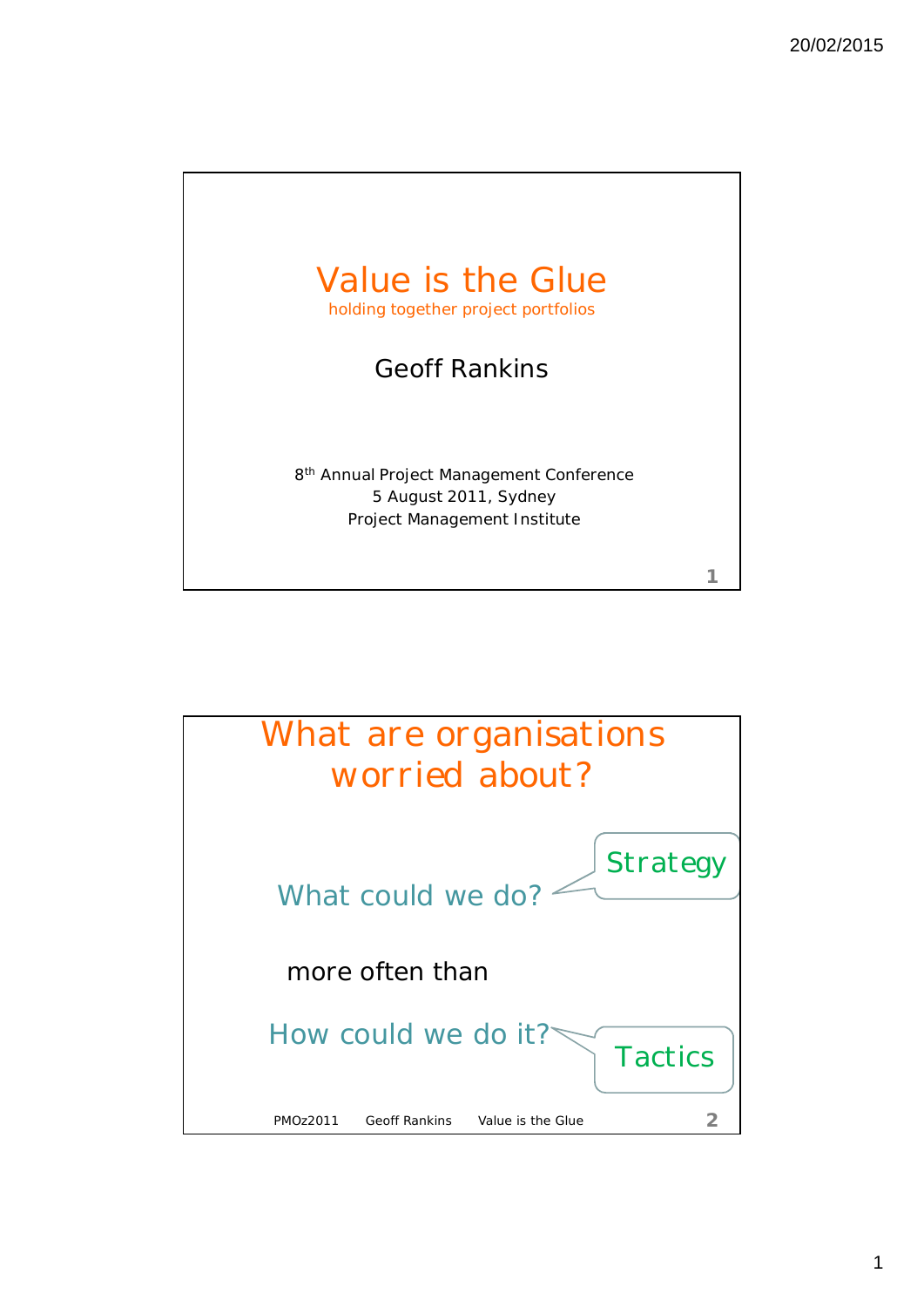# Value is the Glue

holding together project portfolios

Geoff Rankins

8th Annual Project Management Conference
5 August 2011, Sydney
Project Management Institute

---

## What are organisations worried about?

What could we do? — Strategy

more often than

How could we do it? — Tactics

PMOz2011 Geoff Rankins Value is the Glue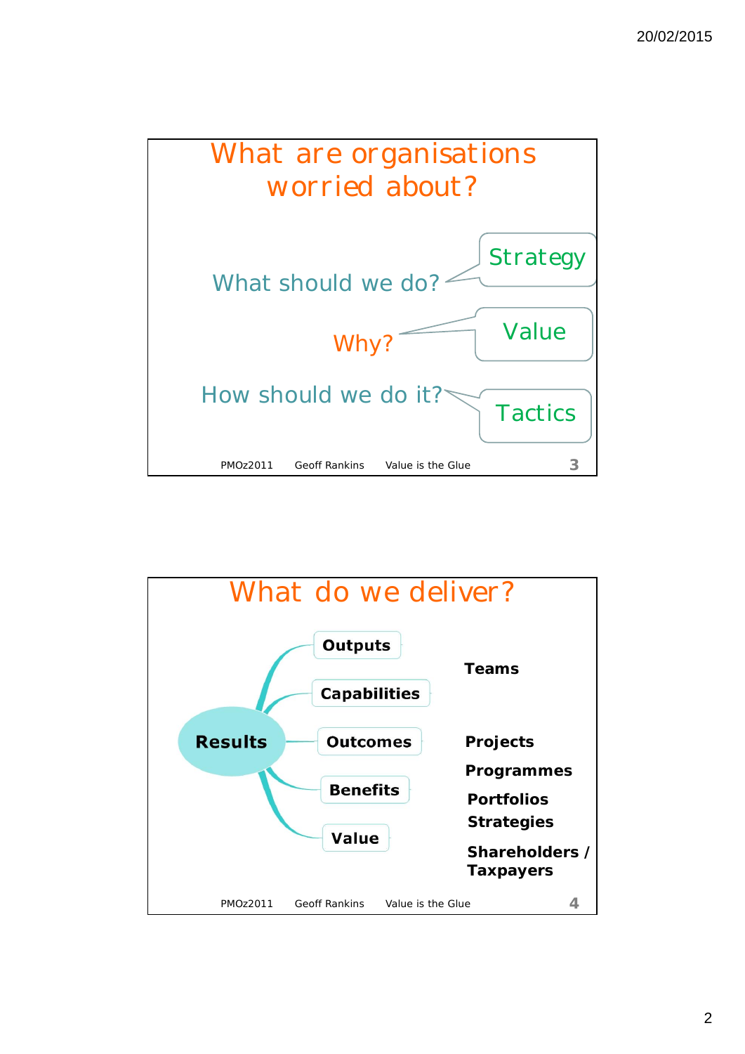## What are organisations worried about?

What should we do? — Strategy

Why? — Value

How should we do it? — Tactics

## What do we deliver?

**Results**

- **Outputs**
- **Capabilities**
- **Outcomes**
- **Benefits**
- **Value**

**Teams**

**Projects**

**Programmes**

**Portfolios**

**Strategies**

**Shareholders / Taxpayers**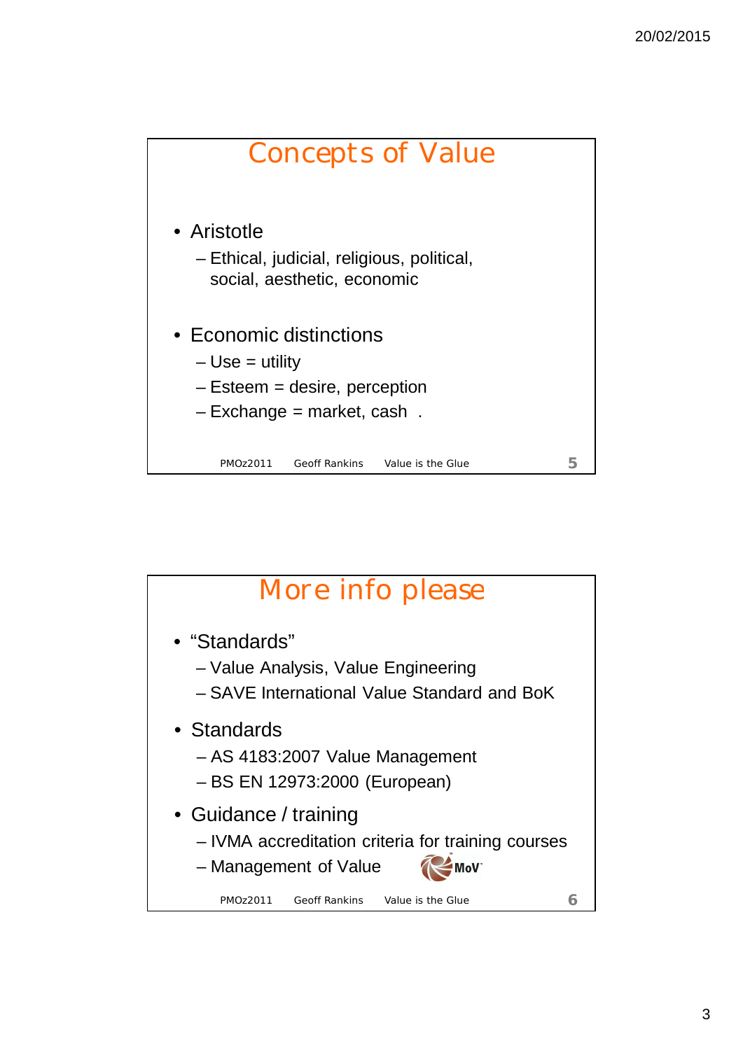## Concepts of Value

- Aristotle
  - Ethical, judicial, religious, political, social, aesthetic, economic
- Economic distinctions
  - Use = utility
  - Esteem = desire, perception
  - Exchange = market, cash .

PMOz2011 Geoff Rankins Value is the Glue 5

## More info please

- “Standards”
  - Value Analysis, Value Engineering
  - SAVE International Value Standard and BoK
- Standards
  - AS 4183:2007 Value Management
  - BS EN 12973:2000 (European)
- Guidance / training
  - IVMA accreditation criteria for training courses
  - Management of Value MoV

PMOz2011 Geoff Rankins Value is the Glue 6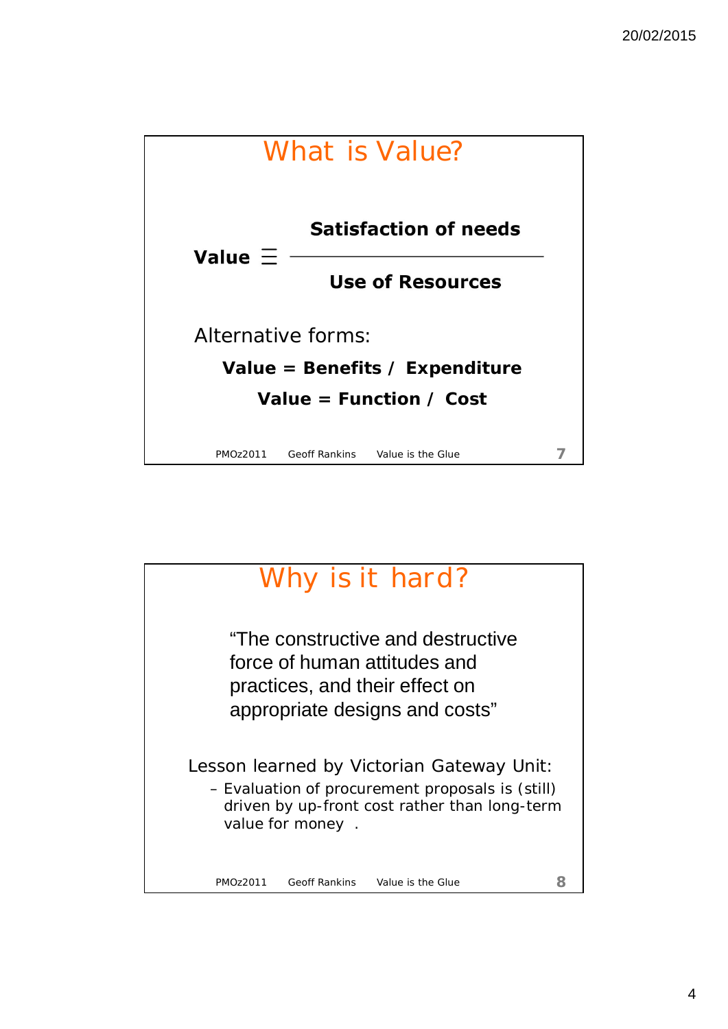## What is Value?

$$\textbf{Value} \equiv \frac{\textbf{Satisfaction of needs}}{\textbf{Use of Resources}}$$

Alternative forms:

**Value = Benefits / Expenditure**

**Value = Function / Cost**

PMOz2011 Geoff Rankins Value is the Glue

## Why is it hard?

"The constructive and destructive force of human attitudes and practices, and their effect on appropriate designs and costs"

Lesson learned by Victorian Gateway Unit:

- Evaluation of procurement proposals is (still) driven by up-front cost rather than long-term value for money .

PMOz2011 Geoff Rankins Value is the Glue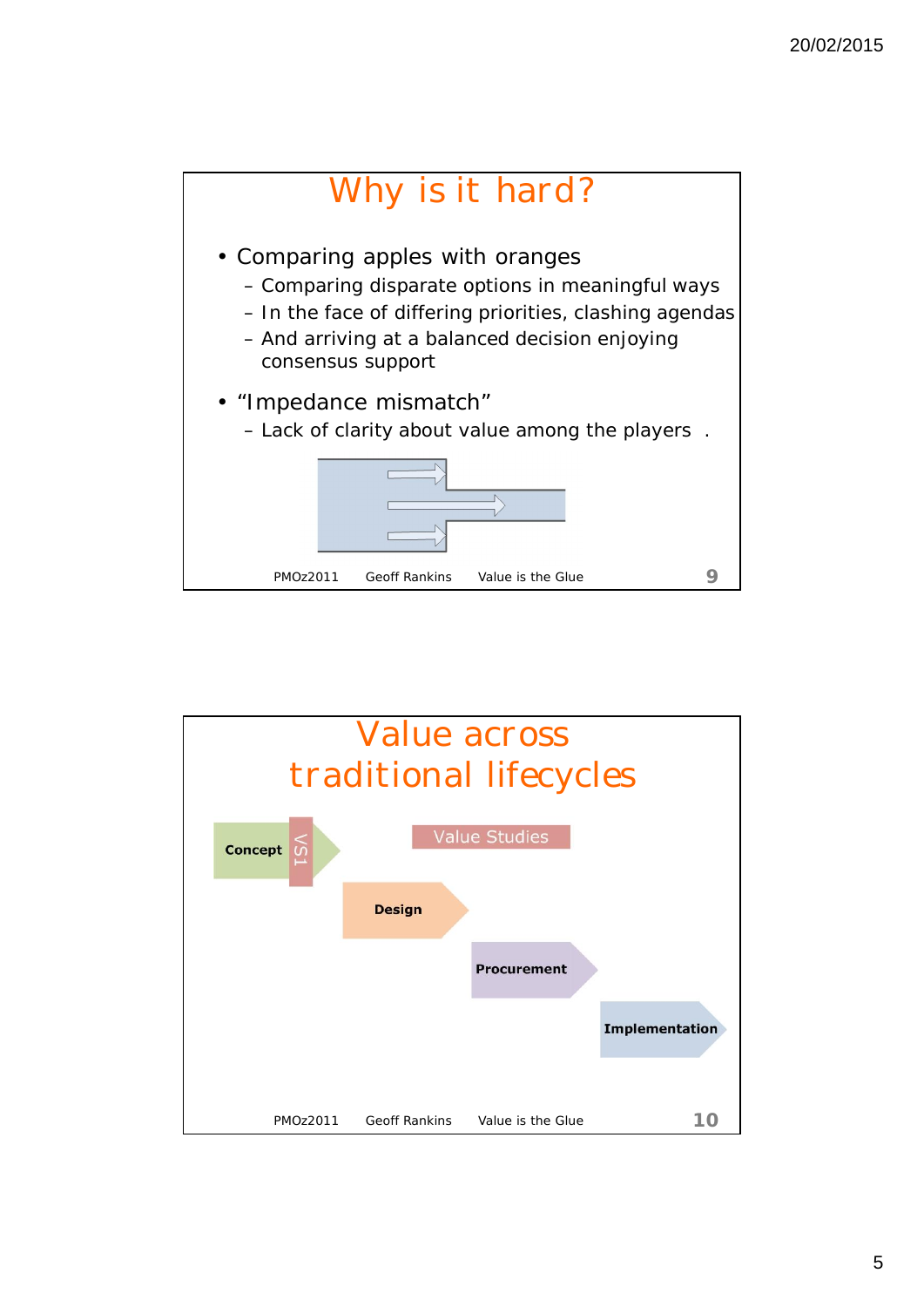# Why is it hard?

- Comparing apples with oranges
  - Comparing disparate options in meaningful ways
  - In the face of differing priorities, clashing agendas
  - And arriving at a balanced decision enjoying consensus support
- "Impedance mismatch"
  - Lack of clarity about value among the players .

PMOz2011 Geoff Rankins Value is the Glue

# Value across traditional lifecycles

Concept VS1

Value Studies

Design

Procurement

Implementation

PMOz2011 Geoff Rankins Value is the Glue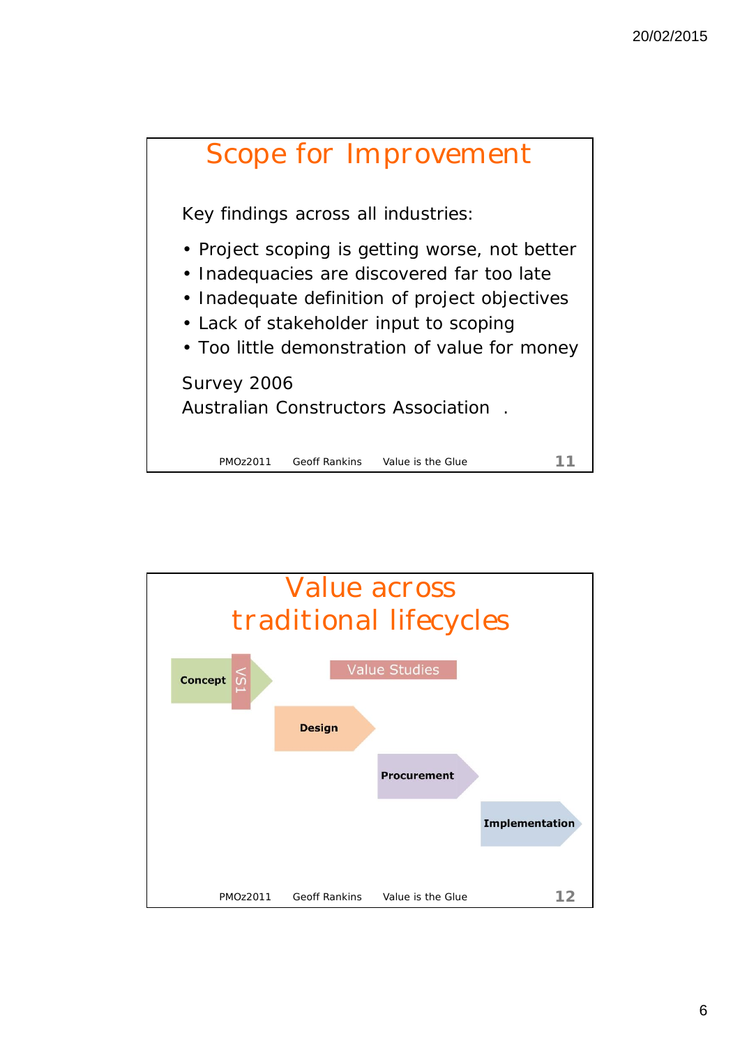## Scope for Improvement

Key findings across all industries:

- Project scoping is getting worse, not better
- Inadequacies are discovered far too late
- Inadequate definition of project objectives
- Lack of stakeholder input to scoping
- Too little demonstration of value for money

Survey 2006
Australian Constructors Association .

PMOz2011 Geoff Rankins Value is the Glue 11

## Value across traditional lifecycles

Concept VS1

Value Studies

Design

Procurement

Implementation

PMOz2011 Geoff Rankins Value is the Glue 12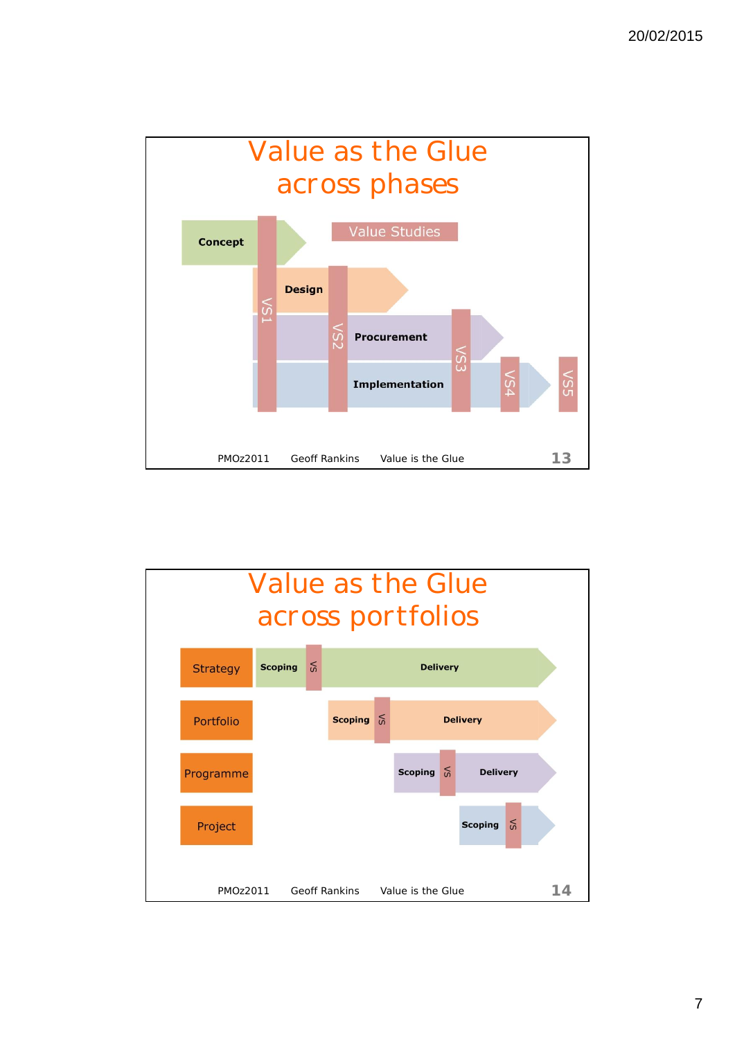# Value as the Glue across phases

Value Studies

- Concept
- Design
- Procurement
- Implementation

VS1, VS2, VS3, VS4, VS5

PMOz2011 Geoff Rankins Value is the Glue 13

# Value as the Glue across portfolios

| | | | |
|---|---|---|---|
| Strategy | Scoping | VS | Delivery |
| Portfolio | Scoping | VS | Delivery |
| Programme | Scoping | VS | Delivery |
| Project | Scoping | VS | |

PMOz2011 Geoff Rankins Value is the Glue 14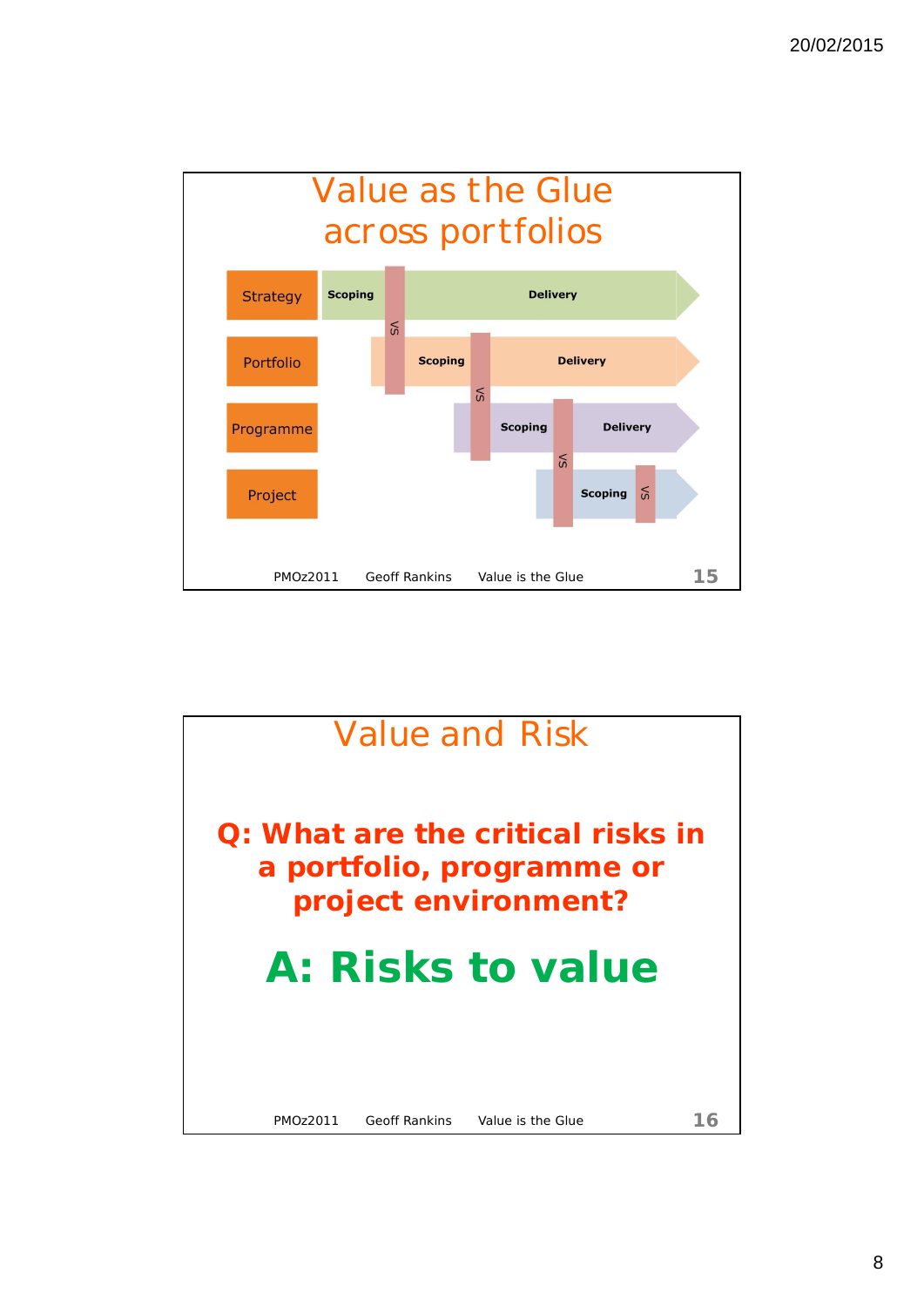## Value as the Glue across portfolios

| | | |
|---|---|---|
| Strategy | Scoping | VS | Delivery |
| Portfolio | Scoping | VS | Delivery |
| Programme | Scoping | VS | Delivery |
| Project | Scoping | VS | |

PMOz2011 Geoff Rankins Value is the Glue 15

## Value and Risk

**Q: What are the critical risks in a portfolio, programme or project environment?**

**A: Risks to value**

PMOz2011 Geoff Rankins Value is the Glue 16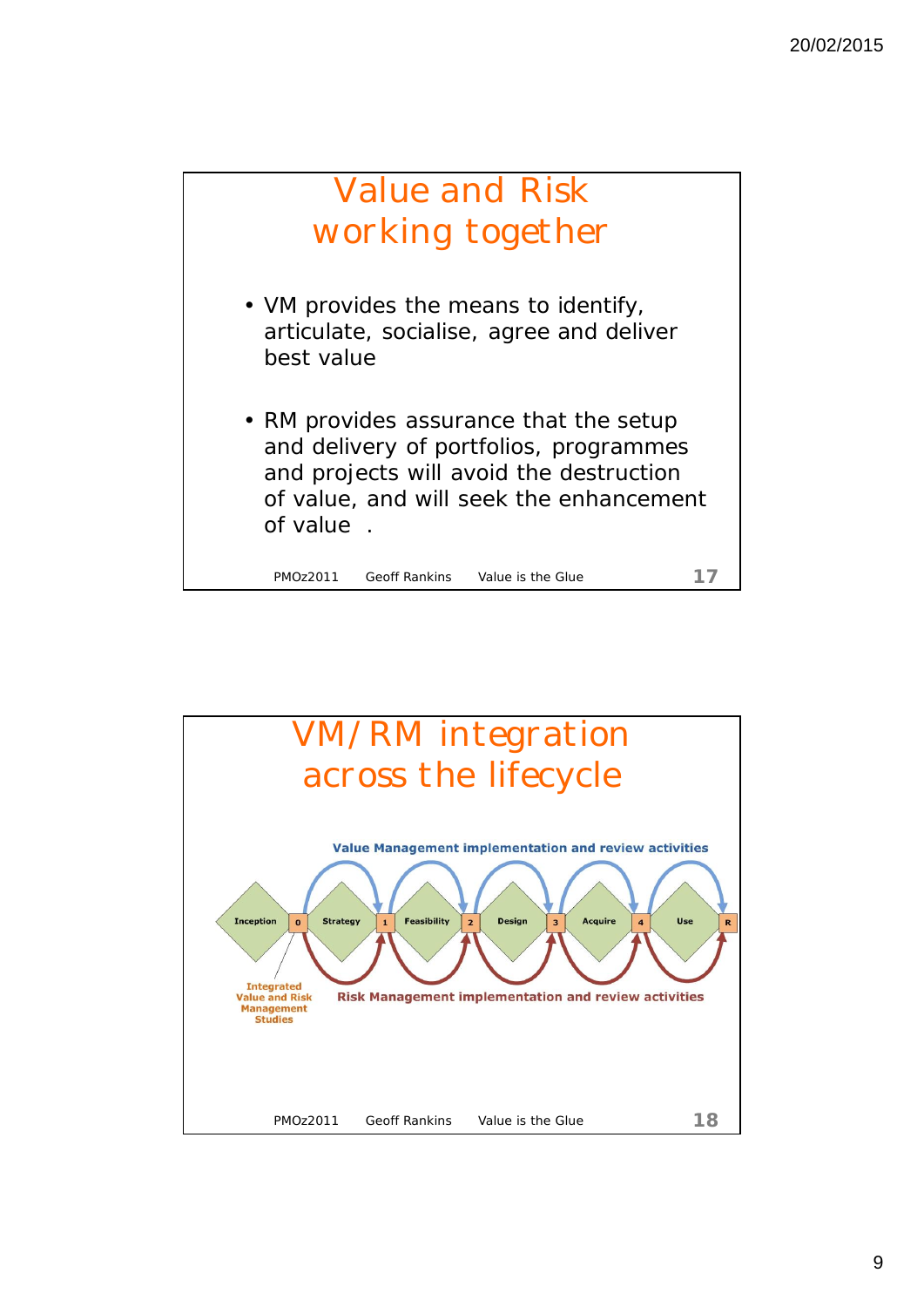# Value and Risk working together

- VM provides the means to identify, articulate, socialise, agree and deliver best value

- RM provides assurance that the setup and delivery of portfolios, programmes and projects will avoid the destruction of value, and will seek the enhancement of value .

PMOz2011 Geoff Rankins Value is the Glue 17

# VM/RM integration across the lifecycle

Value Management implementation and review activities

Inception 0 Strategy 1 Feasibility 2 Design 3 Acquire 4 Use R

Integrated Value and Risk Management Studies

Risk Management implementation and review activities

PMOz2011 Geoff Rankins Value is the Glue 18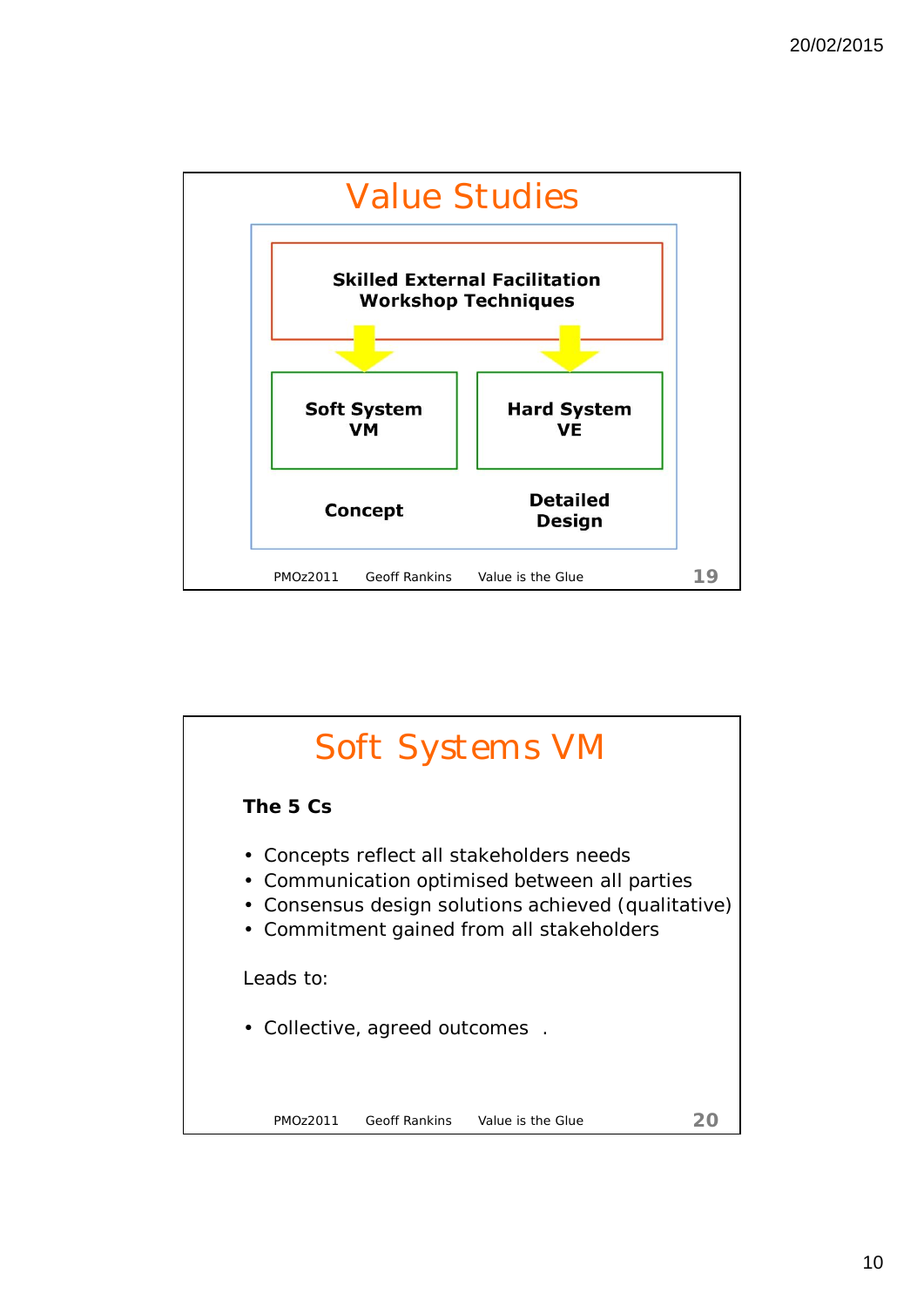# Value Studies

**Skilled External Facilitation Workshop Techniques**

| **Soft System VM** | **Hard System VE** |
| --- | --- |
| **Concept** | **Detailed Design** |

PMOz2011 Geoff Rankins Value is the Glue 19

# Soft Systems VM

**The 5 Cs**

- Concepts reflect all stakeholders needs
- Communication optimised between all parties
- Consensus design solutions achieved (qualitative)
- Commitment gained from all stakeholders

Leads to:

- Collective, agreed outcomes .

PMOz2011 Geoff Rankins Value is the Glue 20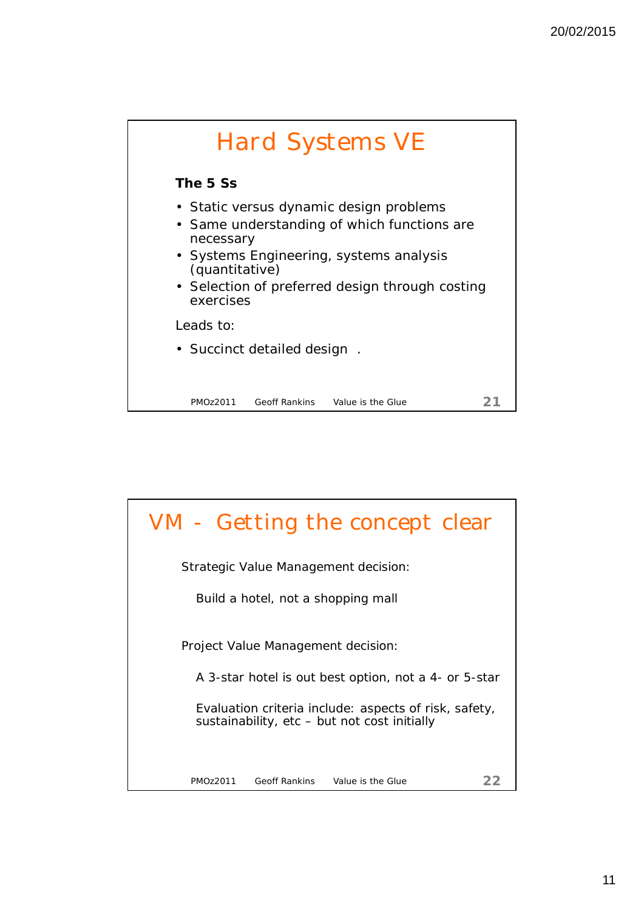# Hard Systems VE

**The 5 Ss**

- Static versus dynamic design problems
- Same understanding of which functions are necessary
- Systems Engineering, systems analysis (quantitative)
- Selection of preferred design through costing exercises

Leads to:

- Succinct detailed design .

PMOz2011 Geoff Rankins Value is the Glue

# VM - Getting the concept clear

Strategic Value Management decision:

Build a hotel, not a shopping mall

Project Value Management decision:

A 3-star hotel is out best option, not a 4- or 5-star

Evaluation criteria include: aspects of risk, safety, sustainability, etc – but not cost initially

PMOz2011 Geoff Rankins Value is the Glue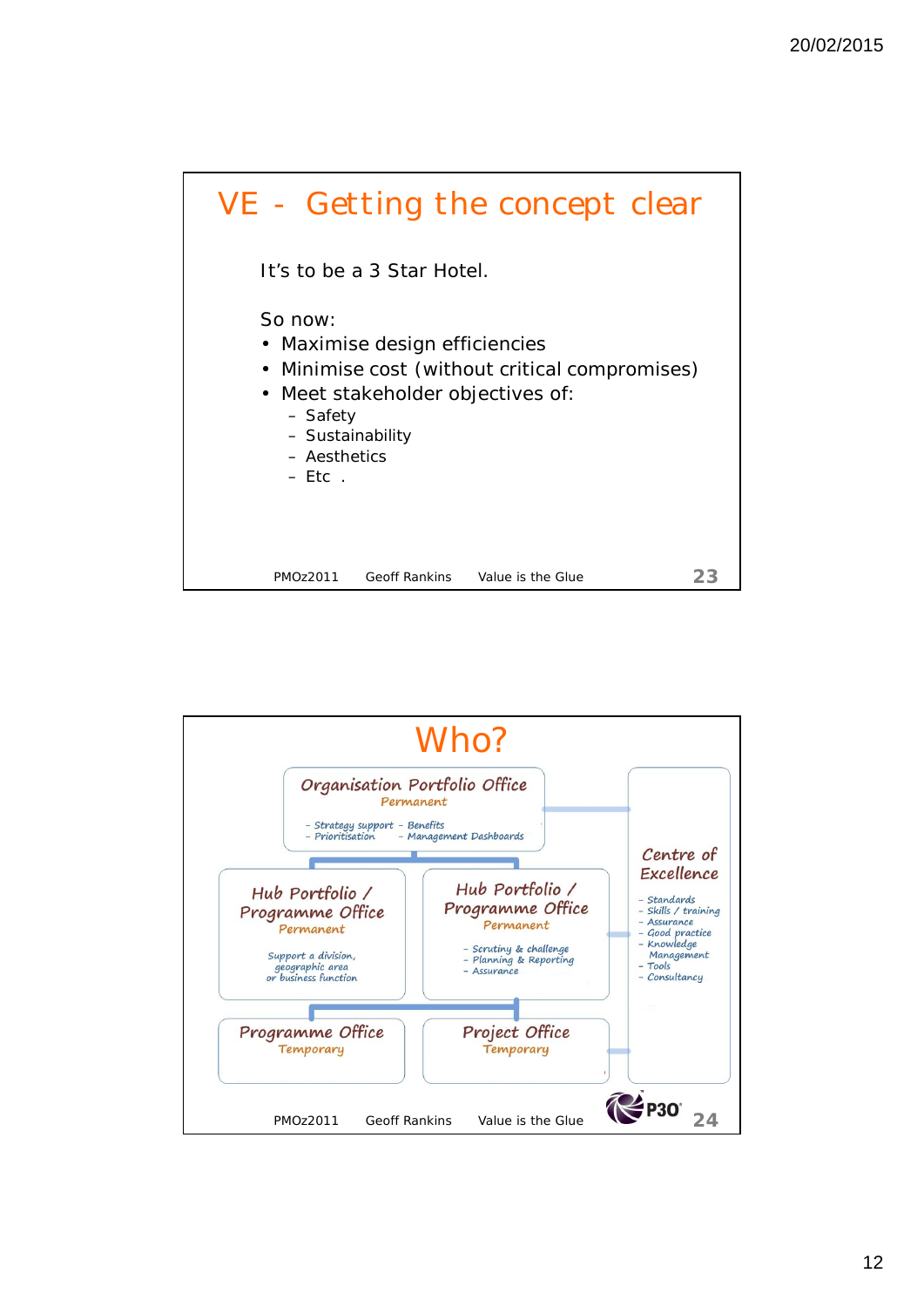# VE - Getting the concept clear

It's to be a 3 Star Hotel.

So now:

- Maximise design efficiencies
- Minimise cost (without critical compromises)
- Meet stakeholder objectives of:
  - Safety
  - Sustainability
  - Aesthetics
  - Etc .

PMOz2011 Geoff Rankins Value is the Glue

# Who?

**Organisation Portfolio Office**
*Permanent*

- Strategy support
- Prioritisation
- Benefits
- Management Dashboards

**Hub Portfolio / Programme Office**
*Permanent*

Support a division, geographic area or business function

**Hub Portfolio / Programme Office**
*Permanent*

- Scrutiny & challenge
- Planning & Reporting
- Assurance

**Programme Office**
*Temporary*

**Project Office**
*Temporary*

**Centre of Excellence**

- Standards
- Skills / training
- Assurance
- Good practice
- Knowledge Management
- Tools
- Consultancy

P3O®

PMOz2011 Geoff Rankins Value is the Glue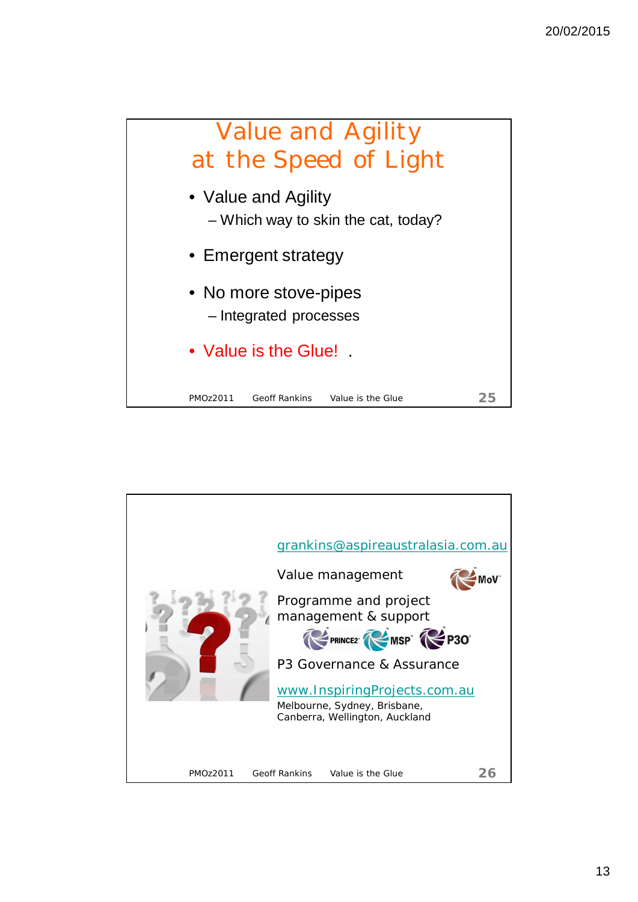# Value and Agility at the Speed of Light

- Value and Agility
  - Which way to skin the cat, today?
- Emergent strategy
- No more stove-pipes
  - Integrated processes
- Value is the Glue! .

PMOz2011 Geoff Rankins Value is the Glue 25

---

grankins@aspireaustralasia.com.au

Value management

MoV

Programme and project management & support

PRINCE2 MSP P3O

P3 Governance & Assurance

www.InspiringProjects.com.au

Melbourne, Sydney, Brisbane, Canberra, Wellington, Auckland

PMOz2011 Geoff Rankins Value is the Glue 26